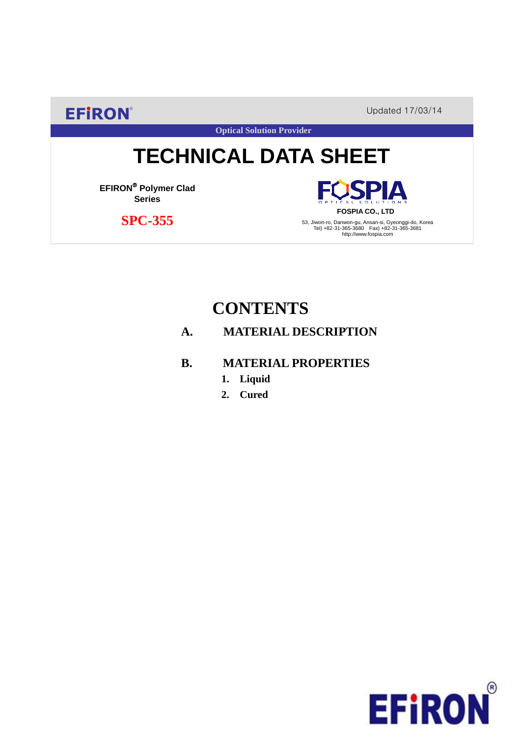EFiRON®

Updated 17/03/14

Optical Solution Provider

# TECHNICAL DATA SHEET

**EFIRON® Polymer Clad Series**

**SPC-355**

FOSPIA OPTICAL SOLUTIONS

**FOSPIA CO., LTD**

53, Jiwon-ro, Danwon-gu, Ansan-si, Gyeonggi-do, Korea
Tel) +82-31-365-3680 Fax) +82-31-365-3681
http://www.fospia.com

## CONTENTS

**A. MATERIAL DESCRIPTION**

**B. MATERIAL PROPERTIES**

1. **Liquid**
2. **Cured**

EFiRON®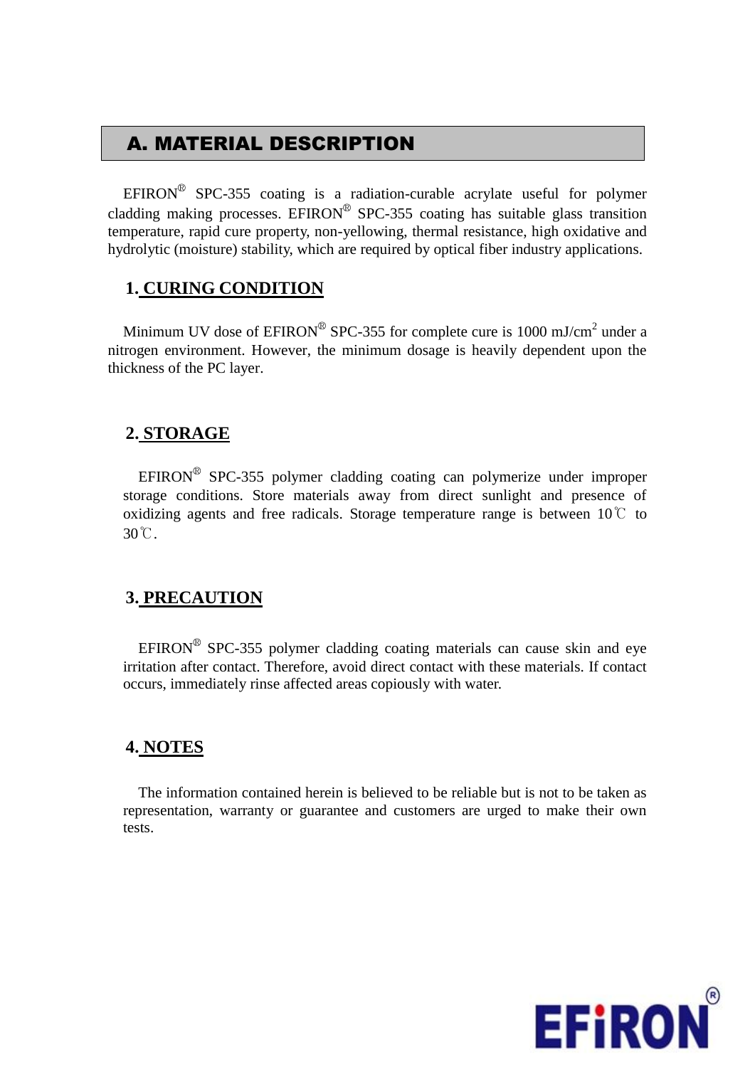## A. MATERIAL DESCRIPTION

EFIRON® SPC-355 coating is a radiation-curable acrylate useful for polymer cladding making processes. EFIRON® SPC-355 coating has suitable glass transition temperature, rapid cure property, non-yellowing, thermal resistance, high oxidative and hydrolytic (moisture) stability, which are required by optical fiber industry applications.

### 1. CURING CONDITION

Minimum UV dose of EFIRON® SPC-355 for complete cure is 1000 $mJ/cm^2$ under a nitrogen environment. However, the minimum dosage is heavily dependent upon the thickness of the PC layer.

### 2. STORAGE

EFIRON® SPC-355 polymer cladding coating can polymerize under improper storage conditions. Store materials away from direct sunlight and presence of oxidizing agents and free radicals. Storage temperature range is between 10℃ to 30℃.

### 3. PRECAUTION

EFIRON® SPC-355 polymer cladding coating materials can cause skin and eye irritation after contact. Therefore, avoid direct contact with these materials. If contact occurs, immediately rinse affected areas copiously with water.

### 4. NOTES

The information contained herein is believed to be reliable but is not to be taken as representation, warranty or guarantee and customers are urged to make their own tests.

EFiRON®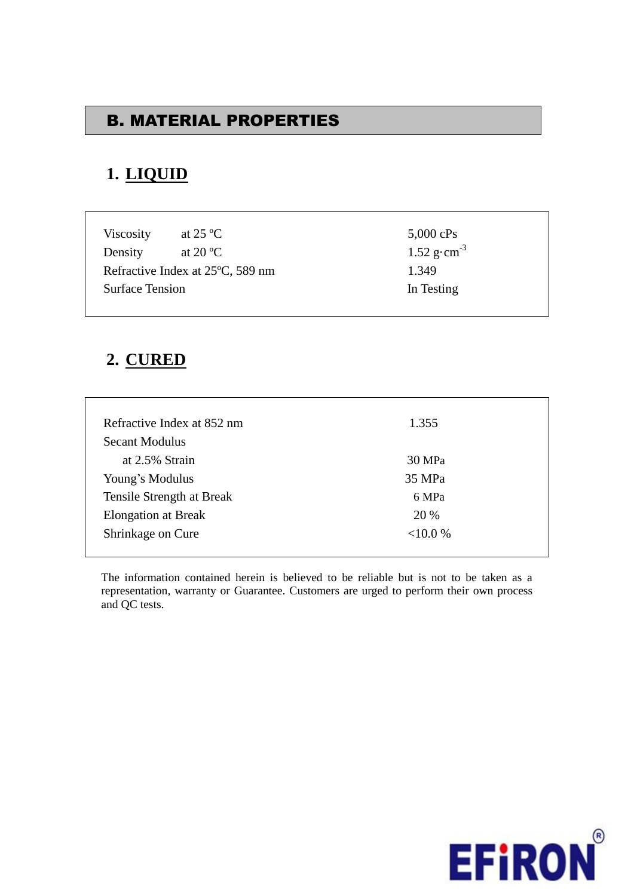## B. MATERIAL PROPERTIES

### 1. LIQUID

| | |
|---|---|
| Viscosity at 25 ºC | 5,000 cPs |
| Density at 20 ºC | 1.52 g·cm$^{-3}$ |
| Refractive Index at 25ºC, 589 nm | 1.349 |
| Surface Tension | In Testing |

### 2. CURED

| | |
|---|---|
| Refractive Index at 852 nm | 1.355 |
| Secant Modulus | |
| at 2.5% Strain | 30 MPa |
| Young's Modulus | 35 MPa |
| Tensile Strength at Break | 6 MPa |
| Elongation at Break | 20 % |
| Shrinkage on Cure | <10.0 % |

The information contained herein is believed to be reliable but is not to be taken as a representation, warranty or Guarantee. Customers are urged to perform their own process and QC tests.

EFiRON®